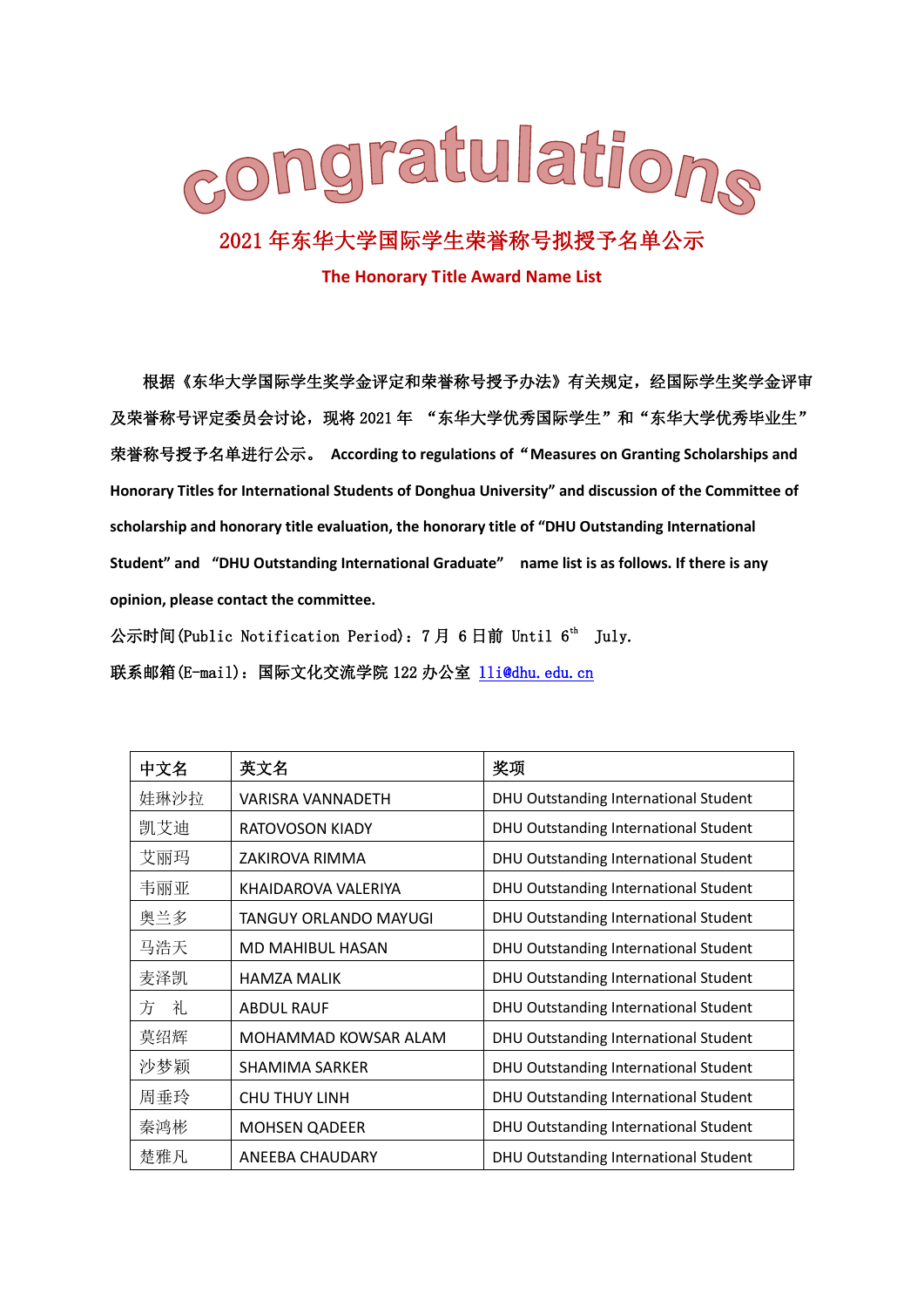# congratulations

## 2021 年东华大学国际学生荣誉称号拟授予名单公示

**The Honorary Title Award Name List**

根据《东华大学国际学生奖学金评定和荣誉称号授予办法》有关规定，经国际学生奖学金评审及荣誉称号评定委员会讨论，现将 2021 年 “东华大学优秀国际学生”和“东华大学优秀毕业生”荣誉称号授予名单进行公示。 **According to regulations of “Measures on Granting Scholarships and Honorary Titles for International Students of Donghua University” and discussion of the Committee of scholarship and honorary title evaluation, the honorary title of “DHU Outstanding International Student” and “DHU Outstanding International Graduate” name list is as follows. If there is any opinion, please contact the committee.**

公示时间(Public Notification Period)：7 月 6 日前 Until 6th July.

联系邮箱(E-mail)：国际文化交流学院 122 办公室 [lli@dhu.edu.cn](mailto:lli@dhu.edu.cn)

| 中文名 | 英文名 | 奖项 |
|---|---|---|
| 娃琳沙拉 | VARISRA VANNADETH | DHU Outstanding International Student |
| 凯艾迪 | RATOVOSON KIADY | DHU Outstanding International Student |
| 艾丽玛 | ZAKIROVA RIMMA | DHU Outstanding International Student |
| 韦丽亚 | KHAIDAROVA VALERIYA | DHU Outstanding International Student |
| 奥兰多 | TANGUY ORLANDO MAYUGI | DHU Outstanding International Student |
| 马浩天 | MD MAHIBUL HASAN | DHU Outstanding International Student |
| 麦泽凯 | HAMZA MALIK | DHU Outstanding International Student |
| 方　礼 | ABDUL RAUF | DHU Outstanding International Student |
| 莫绍辉 | MOHAMMAD KOWSAR ALAM | DHU Outstanding International Student |
| 沙梦颖 | SHAMIMA SARKER | DHU Outstanding International Student |
| 周垂玲 | CHU THUY LINH | DHU Outstanding International Student |
| 秦鸿彬 | MOHSEN QADEER | DHU Outstanding International Student |
| 楚雅凡 | ANEEBA CHAUDARY | DHU Outstanding International Student |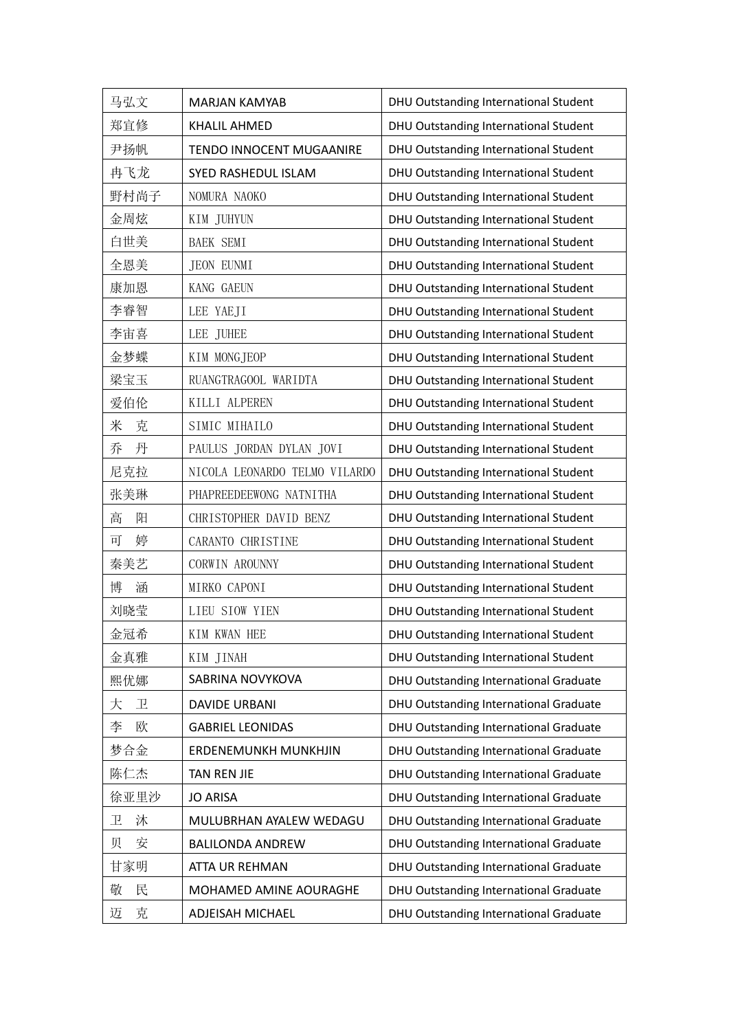| 马弘文 | MARJAN KAMYAB | DHU Outstanding International Student |
|---|---|---|
| 郑宜修 | KHALIL AHMED | DHU Outstanding International Student |
| 尹扬帆 | TENDO INNOCENT MUGAANIRE | DHU Outstanding International Student |
| 冉飞龙 | SYED RASHEDUL ISLAM | DHU Outstanding International Student |
| 野村尚子 | NOMURA NAOKO | DHU Outstanding International Student |
| 金周炫 | KIM JUHYUN | DHU Outstanding International Student |
| 白世美 | BAEK SEMI | DHU Outstanding International Student |
| 全恩美 | JEON EUNMI | DHU Outstanding International Student |
| 康加恩 | KANG GAEUN | DHU Outstanding International Student |
| 李睿智 | LEE YAEJI | DHU Outstanding International Student |
| 李宙喜 | LEE JUHEE | DHU Outstanding International Student |
| 金梦蝶 | KIM MONGJEOP | DHU Outstanding International Student |
| 梁宝玉 | RUANGTRAGOOL WARIDTA | DHU Outstanding International Student |
| 爱伯伦 | KILLI ALPEREN | DHU Outstanding International Student |
| 米　克 | SIMIC MIHAILO | DHU Outstanding International Student |
| 乔　丹 | PAULUS JORDAN DYLAN JOVI | DHU Outstanding International Student |
| 尼克拉 | NICOLA LEONARDO TELMO VILARDO | DHU Outstanding International Student |
| 张美琳 | PHAPREEDEEWONG NATNITHA | DHU Outstanding International Student |
| 高　阳 | CHRISTOPHER DAVID BENZ | DHU Outstanding International Student |
| 可　婷 | CARANTO CHRISTINE | DHU Outstanding International Student |
| 秦美艺 | CORWIN AROUNNY | DHU Outstanding International Student |
| 博　涵 | MIRKO CAPONI | DHU Outstanding International Student |
| 刘晓莹 | LIEU SIOW YIEN | DHU Outstanding International Student |
| 金冠希 | KIM KWAN HEE | DHU Outstanding International Student |
| 金真雅 | KIM JINAH | DHU Outstanding International Student |
| 熙优娜 | SABRINA NOVYKOVA | DHU Outstanding International Graduate |
| 大　卫 | DAVIDE URBANI | DHU Outstanding International Graduate |
| 李　欧 | GABRIEL LEONIDAS | DHU Outstanding International Graduate |
| 梦合金 | ERDENEMUNKH MUNKHJIN | DHU Outstanding International Graduate |
| 陈仁杰 | TAN REN JIE | DHU Outstanding International Graduate |
| 徐亚里沙 | JO ARISA | DHU Outstanding International Graduate |
| 卫　沐 | MULUBRHAN AYALEW WEDAGU | DHU Outstanding International Graduate |
| 贝　安 | BALILONDA ANDREW | DHU Outstanding International Graduate |
| 甘家明 | ATTA UR REHMAN | DHU Outstanding International Graduate |
| 敬　民 | MOHAMED AMINE AOURAGHE | DHU Outstanding International Graduate |
| 迈　克 | ADJEISAH MICHAEL | DHU Outstanding International Graduate |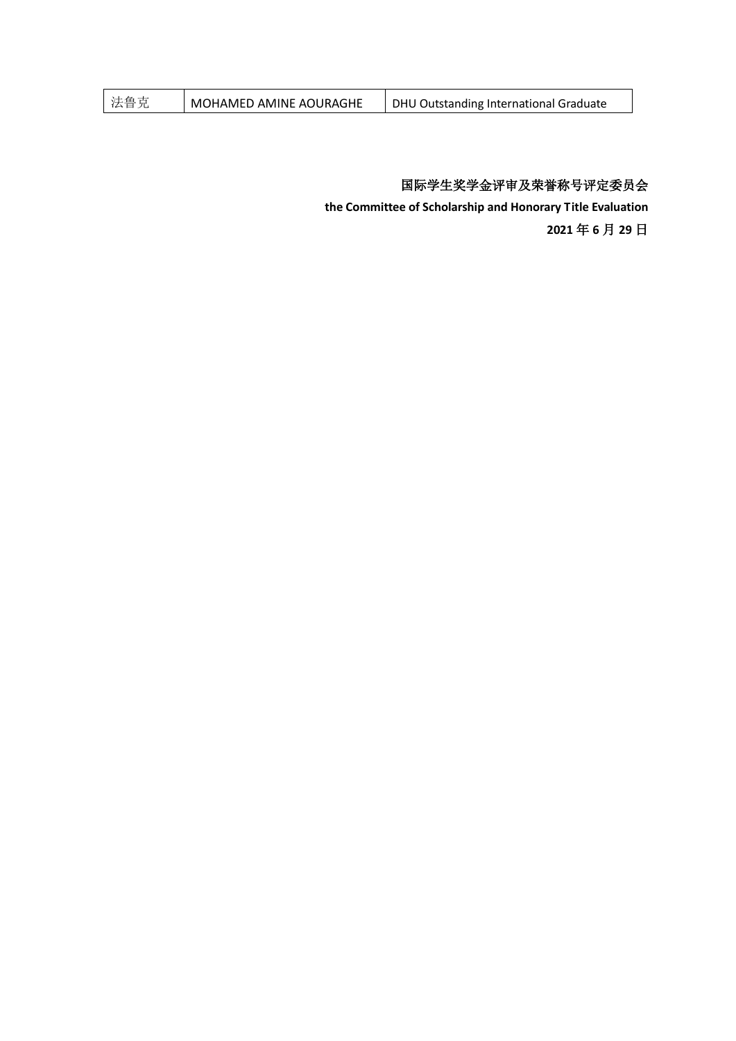| | | |
|---|---|---|
| 法鲁克 | MOHAMED AMINE AOURAGHE | DHU Outstanding International Graduate |

**国际学生奖学金评审及荣誉称号评定委员会**

**the Committee of Scholarship and Honorary Title Evaluation**

**2021 年 6 月 29 日**